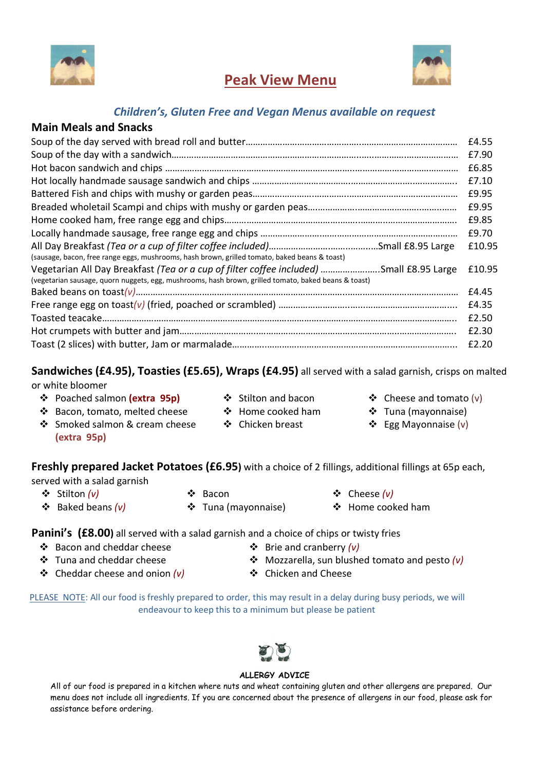# Peak View Menu

***Children's, Gluten Free and Vegan Menus available on request***

## Main Meals and Snacks

| Item | Price |
|---|---|
| Soup of the day served with bread roll and butter | £4.55 |
| Soup of the day with a sandwich | £7.90 |
| Hot bacon sandwich and chips | £6.85 |
| Hot locally handmade sausage sandwich and chips | £7.10 |
| Battered Fish and chips with mushy or garden peas | £9.95 |
| Breaded wholetail Scampi and chips with mushy or garden peas | £9.95 |
| Home cooked ham, free range egg and chips | £9.85 |
| Locally handmade sausage, free range egg and chips | £9.70 |
| All Day Breakfast *(Tea or a cup of filter coffee included)* Small £8.95 Large<br>(sausage, bacon, free range eggs, mushrooms, hash brown, grilled tomato, baked beans & toast) | £10.95 |
| Vegetarian All Day Breakfast *(Tea or a cup of filter coffee included)* Small £8.95 Large<br>(vegetarian sausage, quorn nuggets, egg, mushrooms, hash brown, grilled tomato, baked beans & toast) | £10.95 |
| Baked beans on toast *(v)* | £4.45 |
| Free range egg on toast *(v)* (fried, poached or scrambled) | £4.35 |
| Toasted teacake | £2.50 |
| Hot crumpets with butter and jam | £2.30 |
| Toast (2 slices) with butter, Jam or marmalade | £2.20 |

**Sandwiches (£4.95), Toasties (£5.65), Wraps (£4.95)** all served with a salad garnish, crisps on malted or white bloomer

- Poached salmon **(extra 95p)**
- Bacon, tomato, melted cheese
- Smoked salmon & cream cheese **(extra 95p)**
- Stilton and bacon
- Home cooked ham
- Chicken breast
- Cheese and tomato (v)
- Tuna (mayonnaise)
- Egg Mayonnaise (v)

**Freshly prepared Jacket Potatoes (£6.95)** with a choice of 2 fillings, additional fillings at 65p each, served with a salad garnish

- Stilton *(v)*
- Baked beans *(v)*
- Bacon
- Tuna (mayonnaise)
- Cheese *(v)*
- Home cooked ham

**Panini's (£8.00)** all served with a salad garnish and a choice of chips or twisty fries

- Bacon and cheddar cheese
- Tuna and cheddar cheese
- Cheddar cheese and onion *(v)*
- Brie and cranberry *(v)*
- Mozzarella, sun blushed tomato and pesto *(v)*
- Chicken and Cheese

PLEASE NOTE: All our food is freshly prepared to order, this may result in a delay during busy periods, we will endeavour to keep this to a minimum but please be patient

**ALLERGY ADVICE**

All of our food is prepared in a kitchen where nuts and wheat containing gluten and other allergens are prepared. Our menu does not include all ingredients. If you are concerned about the presence of allergens in our food, please ask for assistance before ordering.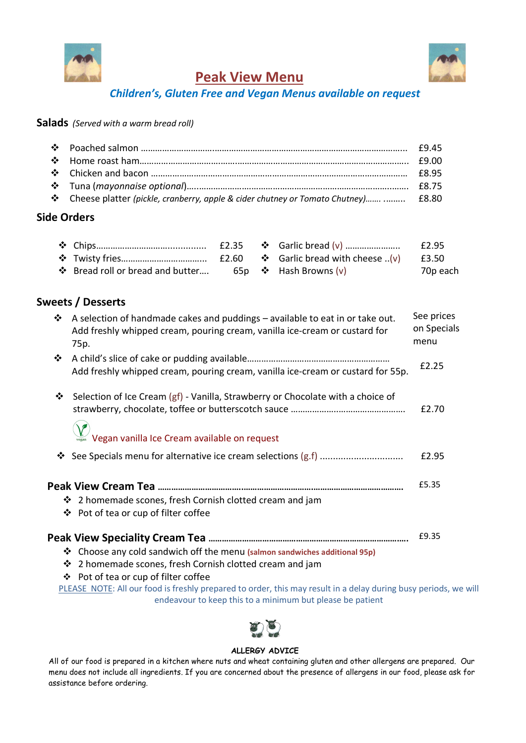# Peak View Menu

*Children's, Gluten Free and Vegan Menus available on request*

## Salads *(Served with a warm bread roll)*

| | |
|---|---|
| Poached salmon | £9.45 |
| Home roast ham | £9.00 |
| Chicken and bacon | £8.95 |
| Tuna (*mayonnaise optional*) | £8.75 |
| Cheese platter *(pickle, cranberry, apple & cider chutney or Tomato Chutney)* | £8.80 |

## Side Orders

| | | | |
|---|---|---|---|
| Chips | £2.35 | Garlic bread (v) | £2.95 |
| Twisty fries | £2.60 | Garlic bread with cheese ..(v) | £3.50 |
| Bread roll or bread and butter | 65p | Hash Browns (v) | 70p each |

## Sweets / Desserts

| | |
|---|---|
| A selection of handmade cakes and puddings – available to eat in or take out. Add freshly whipped cream, pouring cream, vanilla ice-cream or custard for 75p. | See prices on Specials menu |
| A child's slice of cake or pudding available. Add freshly whipped cream, pouring cream, vanilla ice-cream or custard for 55p. | £2.25 |
| Selection of Ice Cream (gf) - Vanilla, Strawberry or Chocolate with a choice of strawberry, chocolate, toffee or butterscotch sauce | £2.70 |
| Vegan vanilla Ice Cream available on request | |
| See Specials menu for alternative ice cream selections (g.f) | £2.95 |

## Peak View Cream Tea — £5.35

- 2 homemade scones, fresh Cornish clotted cream and jam
- Pot of tea or cup of filter coffee

## Peak View Speciality Cream Tea — £9.35

- Choose any cold sandwich off the menu **(salmon sandwiches additional 95p)**
- 2 homemade scones, fresh Cornish clotted cream and jam
- Pot of tea or cup of filter coffee

PLEASE NOTE: All our food is freshly prepared to order, this may result in a delay during busy periods, we will endeavour to keep this to a minimum but please be patient

**ALLERGY ADVICE**

All of our food is prepared in a kitchen where nuts and wheat containing gluten and other allergens are prepared. Our menu does not include all ingredients. If you are concerned about the presence of allergens in our food, please ask for assistance before ordering.